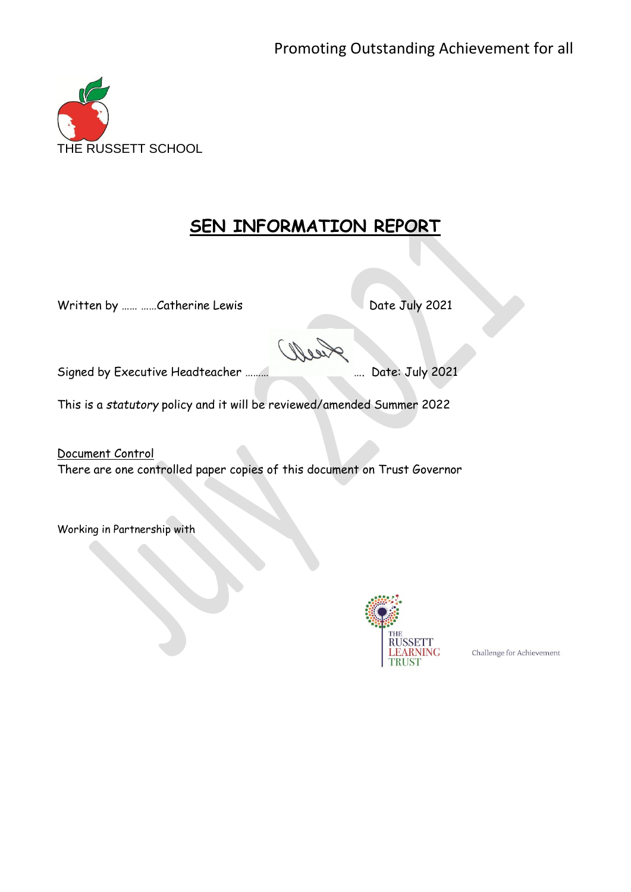Promoting Outstanding Achievement for all

THE RUSSETT SCHOOL

# SEN INFORMATION REPORT

Written by …… ……Catherine Lewis                                        Date July 2021

Signed by Executive Headteacher ……… …. Date: July 2021

This is a *statutory* policy and it will be reviewed/amended Summer 2022

Document Control

There are one controlled paper copies of this document on Trust Governor

Working in Partnership with

THE RUSSETT LEARNING TRUST

Challenge for Achievement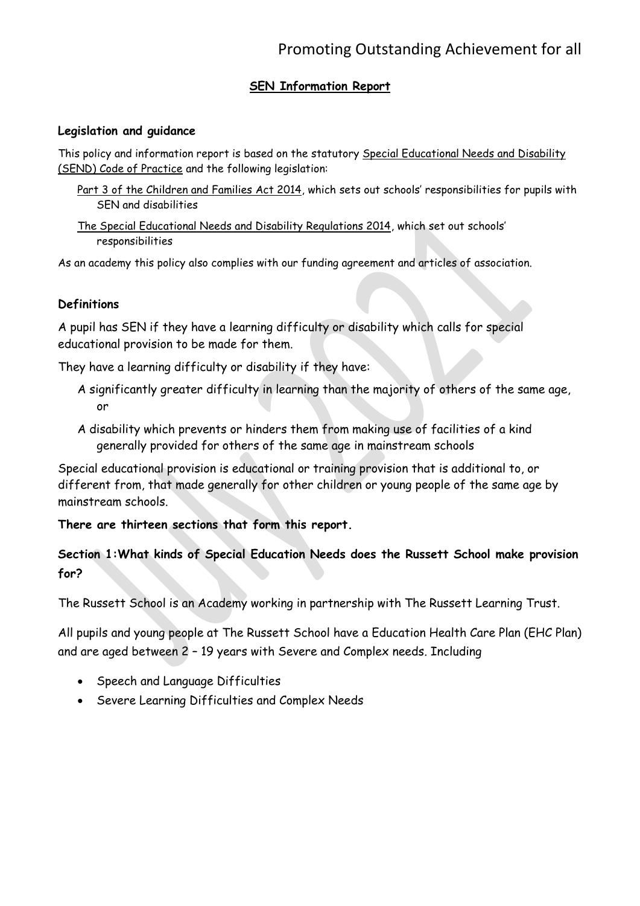## SEN Information Report

### Legislation and guidance

This policy and information report is based on the statutory Special Educational Needs and Disability (SEND) Code of Practice and the following legislation:

- Part 3 of the Children and Families Act 2014, which sets out schools' responsibilities for pupils with SEN and disabilities
- The Special Educational Needs and Disability Regulations 2014, which set out schools' responsibilities

As an academy this policy also complies with our funding agreement and articles of association.

### Definitions

A pupil has SEN if they have a learning difficulty or disability which calls for special educational provision to be made for them.

They have a learning difficulty or disability if they have:

- A significantly greater difficulty in learning than the majority of others of the same age, or
- A disability which prevents or hinders them from making use of facilities of a kind generally provided for others of the same age in mainstream schools

Special educational provision is educational or training provision that is additional to, or different from, that made generally for other children or young people of the same age by mainstream schools.

**There are thirteen sections that form this report.**

### Section 1:What kinds of Special Education Needs does the Russett School make provision for?

The Russett School is an Academy working in partnership with The Russett Learning Trust.

All pupils and young people at The Russett School have a Education Health Care Plan (EHC Plan) and are aged between 2 – 19 years with Severe and Complex needs. Including

- Speech and Language Difficulties
- Severe Learning Difficulties and Complex Needs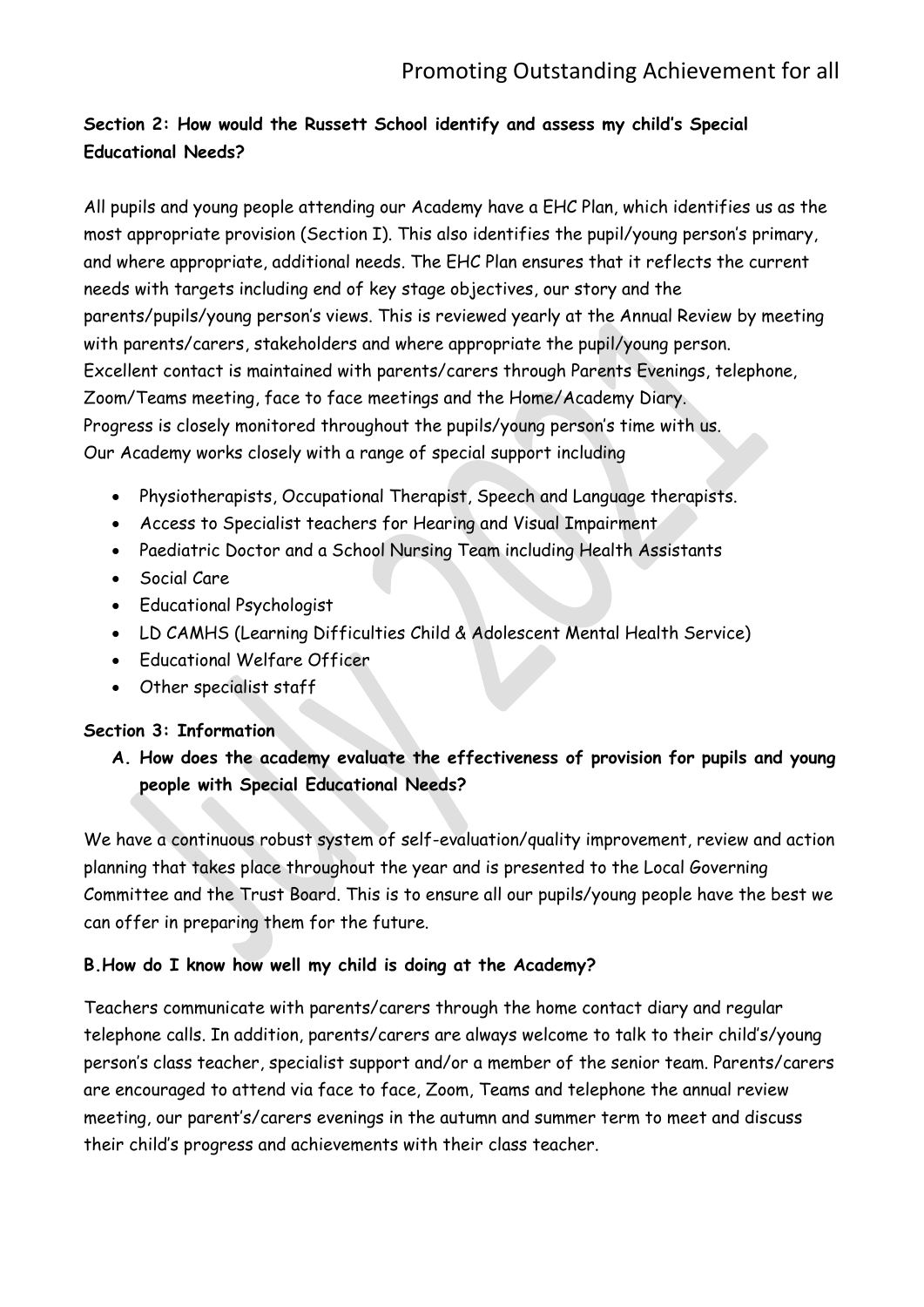**Section 2: How would the Russett School identify and assess my child's Special Educational Needs?**

All pupils and young people attending our Academy have a EHC Plan, which identifies us as the most appropriate provision (Section I). This also identifies the pupil/young person's primary, and where appropriate, additional needs. The EHC Plan ensures that it reflects the current needs with targets including end of key stage objectives, our story and the parents/pupils/young person's views. This is reviewed yearly at the Annual Review by meeting with parents/carers, stakeholders and where appropriate the pupil/young person.
Excellent contact is maintained with parents/carers through Parents Evenings, telephone, Zoom/Teams meeting, face to face meetings and the Home/Academy Diary.
Progress is closely monitored throughout the pupils/young person's time with us.
Our Academy works closely with a range of special support including

- Physiotherapists, Occupational Therapist, Speech and Language therapists.
- Access to Specialist teachers for Hearing and Visual Impairment
- Paediatric Doctor and a School Nursing Team including Health Assistants
- Social Care
- Educational Psychologist
- LD CAMHS (Learning Difficulties Child & Adolescent Mental Health Service)
- Educational Welfare Officer
- Other specialist staff

**Section 3: Information**

**A. How does the academy evaluate the effectiveness of provision for pupils and young people with Special Educational Needs?**

We have a continuous robust system of self-evaluation/quality improvement, review and action planning that takes place throughout the year and is presented to the Local Governing Committee and the Trust Board. This is to ensure all our pupils/young people have the best we can offer in preparing them for the future.

**B. How do I know how well my child is doing at the Academy?**

Teachers communicate with parents/carers through the home contact diary and regular telephone calls. In addition, parents/carers are always welcome to talk to their child's/young person's class teacher, specialist support and/or a member of the senior team. Parents/carers are encouraged to attend via face to face, Zoom, Teams and telephone the annual review meeting, our parent's/carers evenings in the autumn and summer term to meet and discuss their child's progress and achievements with their class teacher.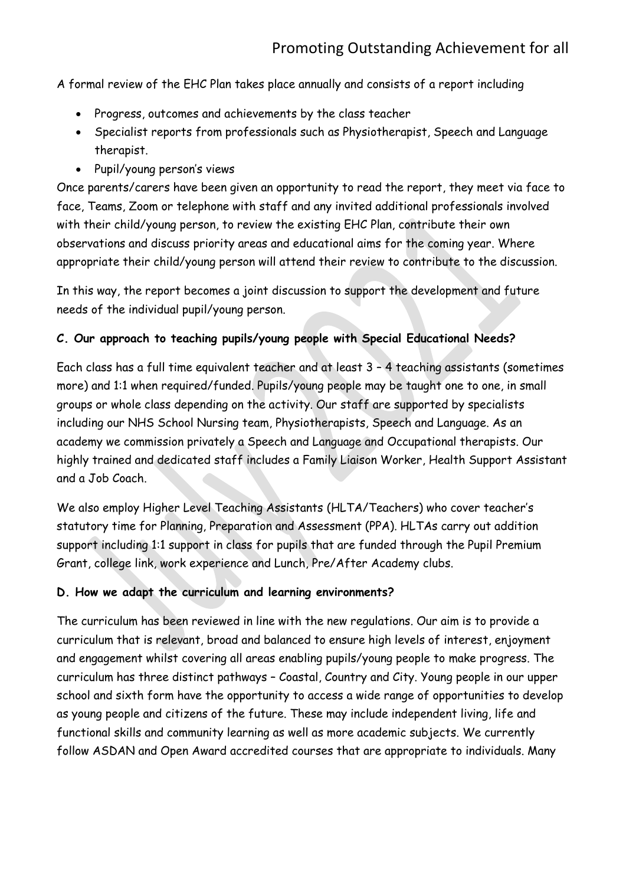A formal review of the EHC Plan takes place annually and consists of a report including

- Progress, outcomes and achievements by the class teacher
- Specialist reports from professionals such as Physiotherapist, Speech and Language therapist.
- Pupil/young person's views

Once parents/carers have been given an opportunity to read the report, they meet via face to face, Teams, Zoom or telephone with staff and any invited additional professionals involved with their child/young person, to review the existing EHC Plan, contribute their own observations and discuss priority areas and educational aims for the coming year. Where appropriate their child/young person will attend their review to contribute to the discussion.

In this way, the report becomes a joint discussion to support the development and future needs of the individual pupil/young person.

**C. Our approach to teaching pupils/young people with Special Educational Needs?**

Each class has a full time equivalent teacher and at least 3 – 4 teaching assistants (sometimes more) and 1:1 when required/funded. Pupils/young people may be taught one to one, in small groups or whole class depending on the activity. Our staff are supported by specialists including our NHS School Nursing team, Physiotherapists, Speech and Language. As an academy we commission privately a Speech and Language and Occupational therapists. Our highly trained and dedicated staff includes a Family Liaison Worker, Health Support Assistant and a Job Coach.

We also employ Higher Level Teaching Assistants (HLTA/Teachers) who cover teacher's statutory time for Planning, Preparation and Assessment (PPA). HLTAs carry out addition support including 1:1 support in class for pupils that are funded through the Pupil Premium Grant, college link, work experience and Lunch, Pre/After Academy clubs.

**D. How we adapt the curriculum and learning environments?**

The curriculum has been reviewed in line with the new regulations. Our aim is to provide a curriculum that is relevant, broad and balanced to ensure high levels of interest, enjoyment and engagement whilst covering all areas enabling pupils/young people to make progress. The curriculum has three distinct pathways – Coastal, Country and City. Young people in our upper school and sixth form have the opportunity to access a wide range of opportunities to develop as young people and citizens of the future. These may include independent living, life and functional skills and community learning as well as more academic subjects. We currently follow ASDAN and Open Award accredited courses that are appropriate to individuals. Many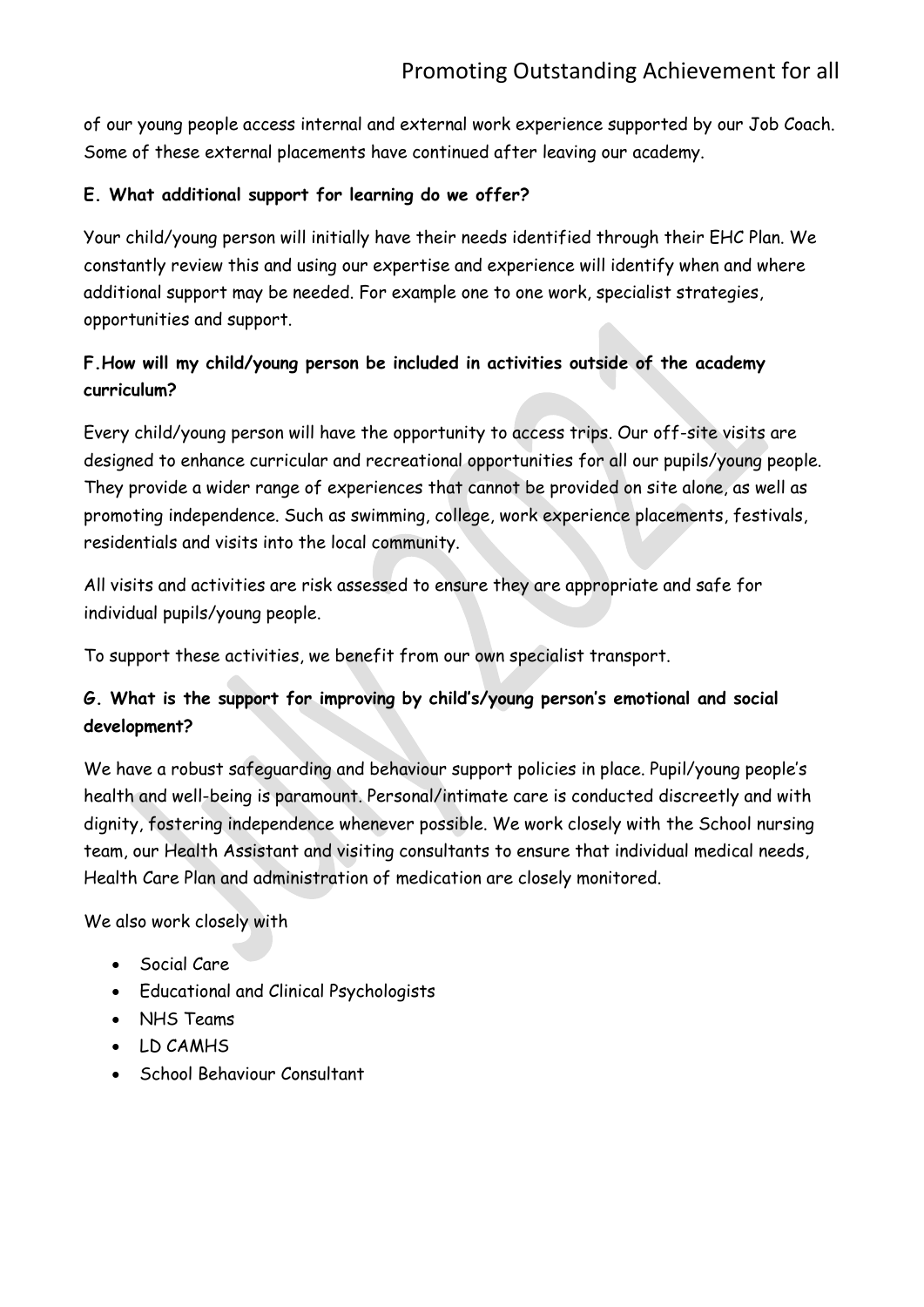of our young people access internal and external work experience supported by our Job Coach. Some of these external placements have continued after leaving our academy.

**E. What additional support for learning do we offer?**

Your child/young person will initially have their needs identified through their EHC Plan. We constantly review this and using our expertise and experience will identify when and where additional support may be needed. For example one to one work, specialist strategies, opportunities and support.

**F.How will my child/young person be included in activities outside of the academy curriculum?**

Every child/young person will have the opportunity to access trips. Our off-site visits are designed to enhance curricular and recreational opportunities for all our pupils/young people. They provide a wider range of experiences that cannot be provided on site alone, as well as promoting independence. Such as swimming, college, work experience placements, festivals, residentials and visits into the local community.

All visits and activities are risk assessed to ensure they are appropriate and safe for individual pupils/young people.

To support these activities, we benefit from our own specialist transport.

**G. What is the support for improving by child's/young person's emotional and social development?**

We have a robust safeguarding and behaviour support policies in place. Pupil/young people's health and well-being is paramount. Personal/intimate care is conducted discreetly and with dignity, fostering independence whenever possible. We work closely with the School nursing team, our Health Assistant and visiting consultants to ensure that individual medical needs, Health Care Plan and administration of medication are closely monitored.

We also work closely with

- Social Care
- Educational and Clinical Psychologists
- NHS Teams
- LD CAMHS
- School Behaviour Consultant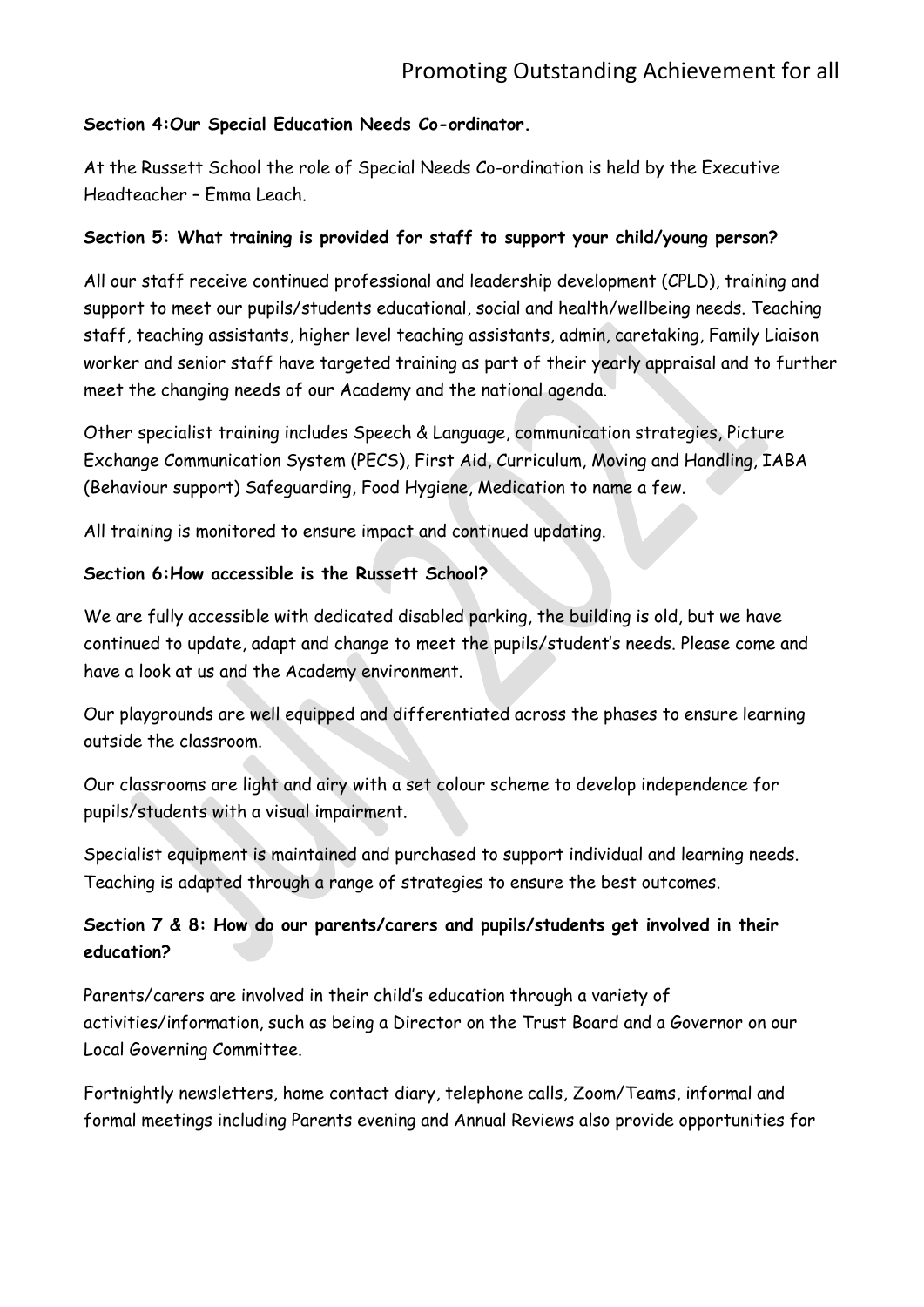**Section 4:Our Special Education Needs Co-ordinator.**

At the Russett School the role of Special Needs Co-ordination is held by the Executive Headteacher – Emma Leach.

**Section 5: What training is provided for staff to support your child/young person?**

All our staff receive continued professional and leadership development (CPLD), training and support to meet our pupils/students educational, social and health/wellbeing needs. Teaching staff, teaching assistants, higher level teaching assistants, admin, caretaking, Family Liaison worker and senior staff have targeted training as part of their yearly appraisal and to further meet the changing needs of our Academy and the national agenda.

Other specialist training includes Speech & Language, communication strategies, Picture Exchange Communication System (PECS), First Aid, Curriculum, Moving and Handling, IABA (Behaviour support) Safeguarding, Food Hygiene, Medication to name a few.

All training is monitored to ensure impact and continued updating.

**Section 6:How accessible is the Russett School?**

We are fully accessible with dedicated disabled parking, the building is old, but we have continued to update, adapt and change to meet the pupils/student's needs. Please come and have a look at us and the Academy environment.

Our playgrounds are well equipped and differentiated across the phases to ensure learning outside the classroom.

Our classrooms are light and airy with a set colour scheme to develop independence for pupils/students with a visual impairment.

Specialist equipment is maintained and purchased to support individual and learning needs. Teaching is adapted through a range of strategies to ensure the best outcomes.

**Section 7 & 8: How do our parents/carers and pupils/students get involved in their education?**

Parents/carers are involved in their child's education through a variety of activities/information, such as being a Director on the Trust Board and a Governor on our Local Governing Committee.

Fortnightly newsletters, home contact diary, telephone calls, Zoom/Teams, informal and formal meetings including Parents evening and Annual Reviews also provide opportunities for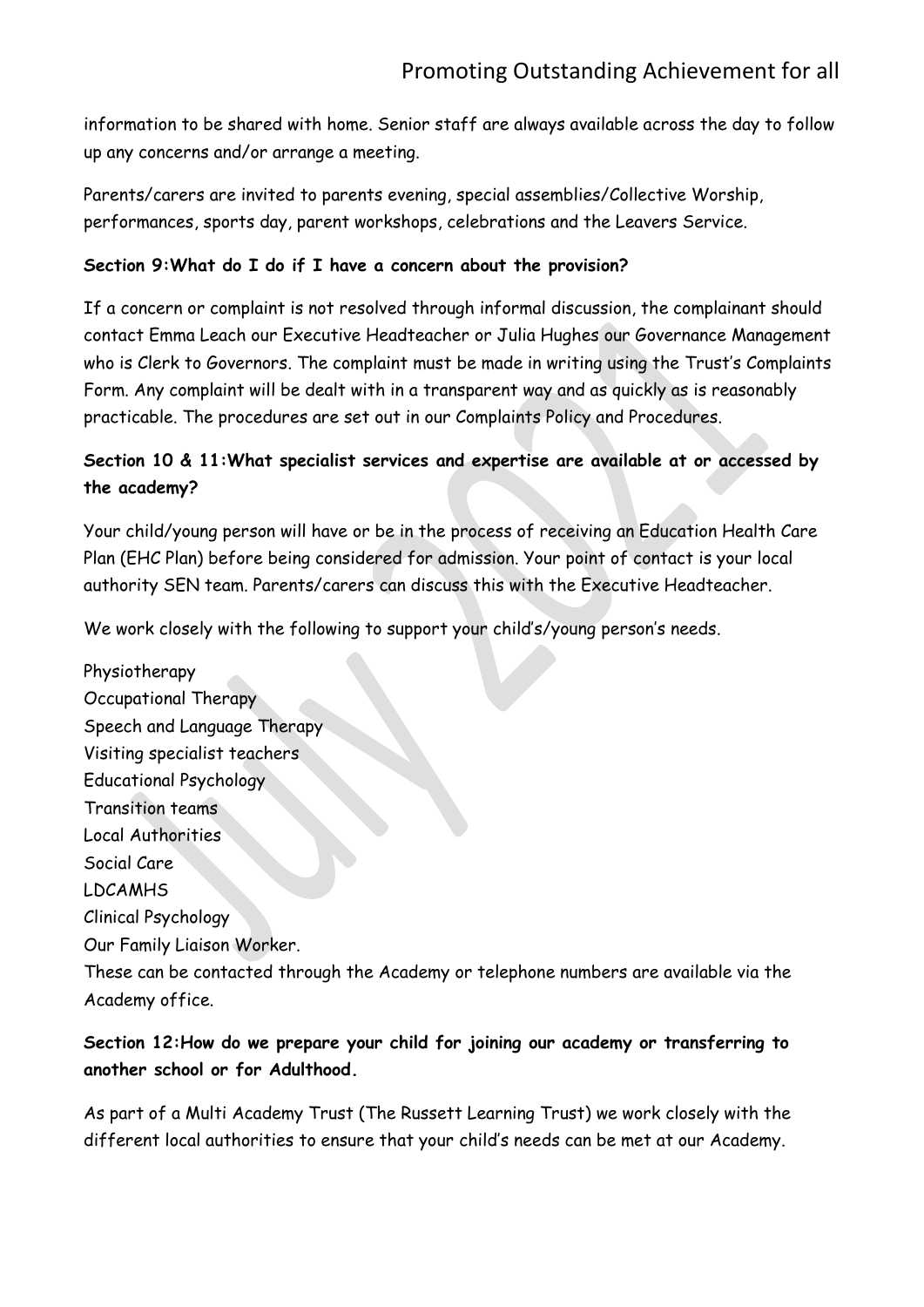information to be shared with home. Senior staff are always available across the day to follow up any concerns and/or arrange a meeting.

Parents/carers are invited to parents evening, special assemblies/Collective Worship, performances, sports day, parent workshops, celebrations and the Leavers Service.

**Section 9:What do I do if I have a concern about the provision?**

If a concern or complaint is not resolved through informal discussion, the complainant should contact Emma Leach our Executive Headteacher or Julia Hughes our Governance Management who is Clerk to Governors. The complaint must be made in writing using the Trust's Complaints Form. Any complaint will be dealt with in a transparent way and as quickly as is reasonably practicable. The procedures are set out in our Complaints Policy and Procedures.

**Section 10 & 11:What specialist services and expertise are available at or accessed by the academy?**

Your child/young person will have or be in the process of receiving an Education Health Care Plan (EHC Plan) before being considered for admission. Your point of contact is your local authority SEN team. Parents/carers can discuss this with the Executive Headteacher.

We work closely with the following to support your child's/young person's needs.

Physiotherapy  
Occupational Therapy  
Speech and Language Therapy  
Visiting specialist teachers  
Educational Psychology  
Transition teams  
Local Authorities  
Social Care  
LDCAMHS  
Clinical Psychology  
Our Family Liaison Worker.  
These can be contacted through the Academy or telephone numbers are available via the Academy office.

**Section 12:How do we prepare your child for joining our academy or transferring to another school or for Adulthood.**

As part of a Multi Academy Trust (The Russett Learning Trust) we work closely with the different local authorities to ensure that your child's needs can be met at our Academy.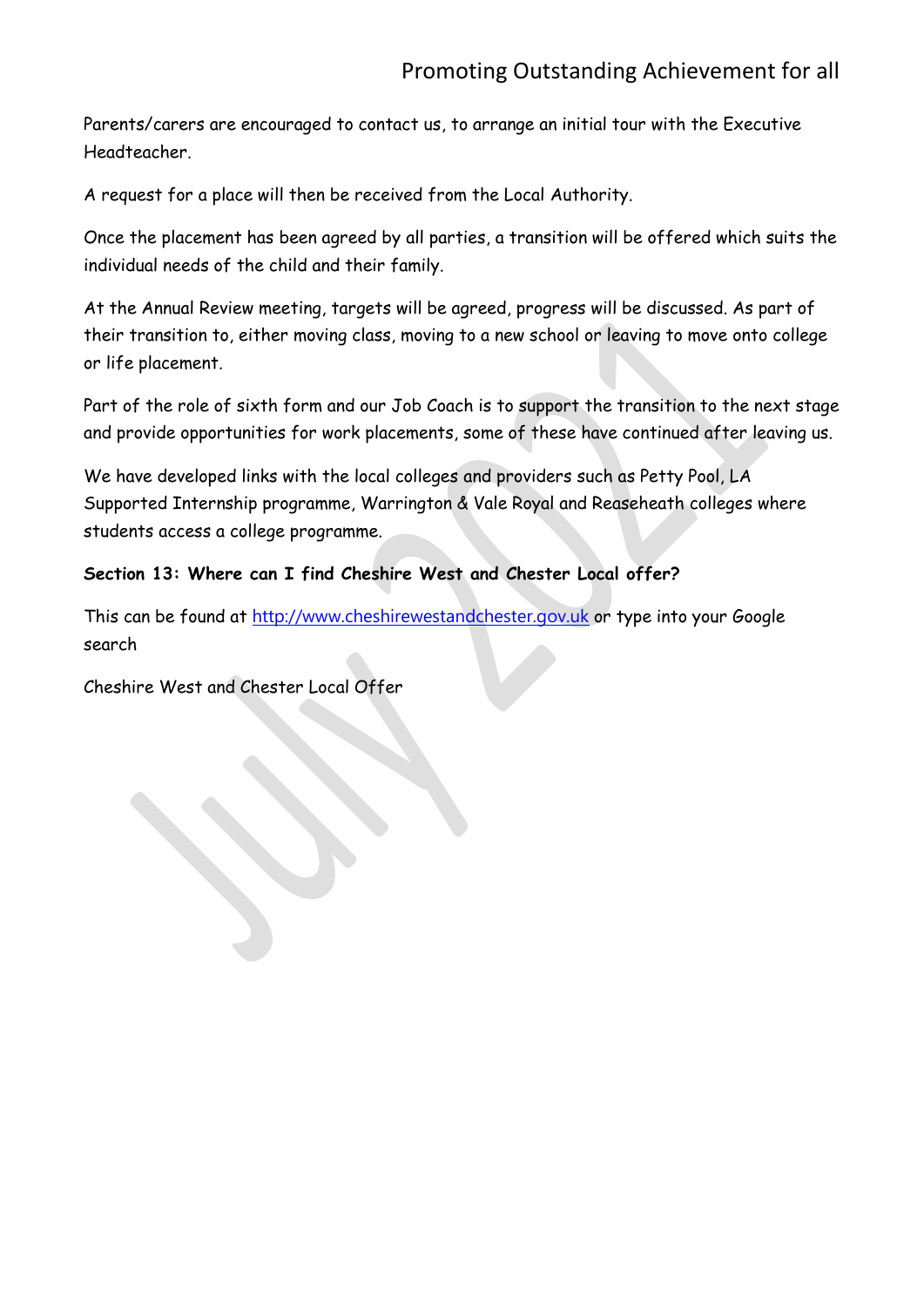Parents/carers are encouraged to contact us, to arrange an initial tour with the Executive Headteacher.

A request for a place will then be received from the Local Authority.

Once the placement has been agreed by all parties, a transition will be offered which suits the individual needs of the child and their family.

At the Annual Review meeting, targets will be agreed, progress will be discussed. As part of their transition to, either moving class, moving to a new school or leaving to move onto college or life placement.

Part of the role of sixth form and our Job Coach is to support the transition to the next stage and provide opportunities for work placements, some of these have continued after leaving us.

We have developed links with the local colleges and providers such as Petty Pool, LA Supported Internship programme, Warrington & Vale Royal and Reaseheath colleges where students access a college programme.

**Section 13: Where can I find Cheshire West and Chester Local offer?**

This can be found at [http://www.cheshirewestandchester.gov.uk](http://www.cheshirewestandchester.gov.uk) or type into your Google search

Cheshire West and Chester Local Offer